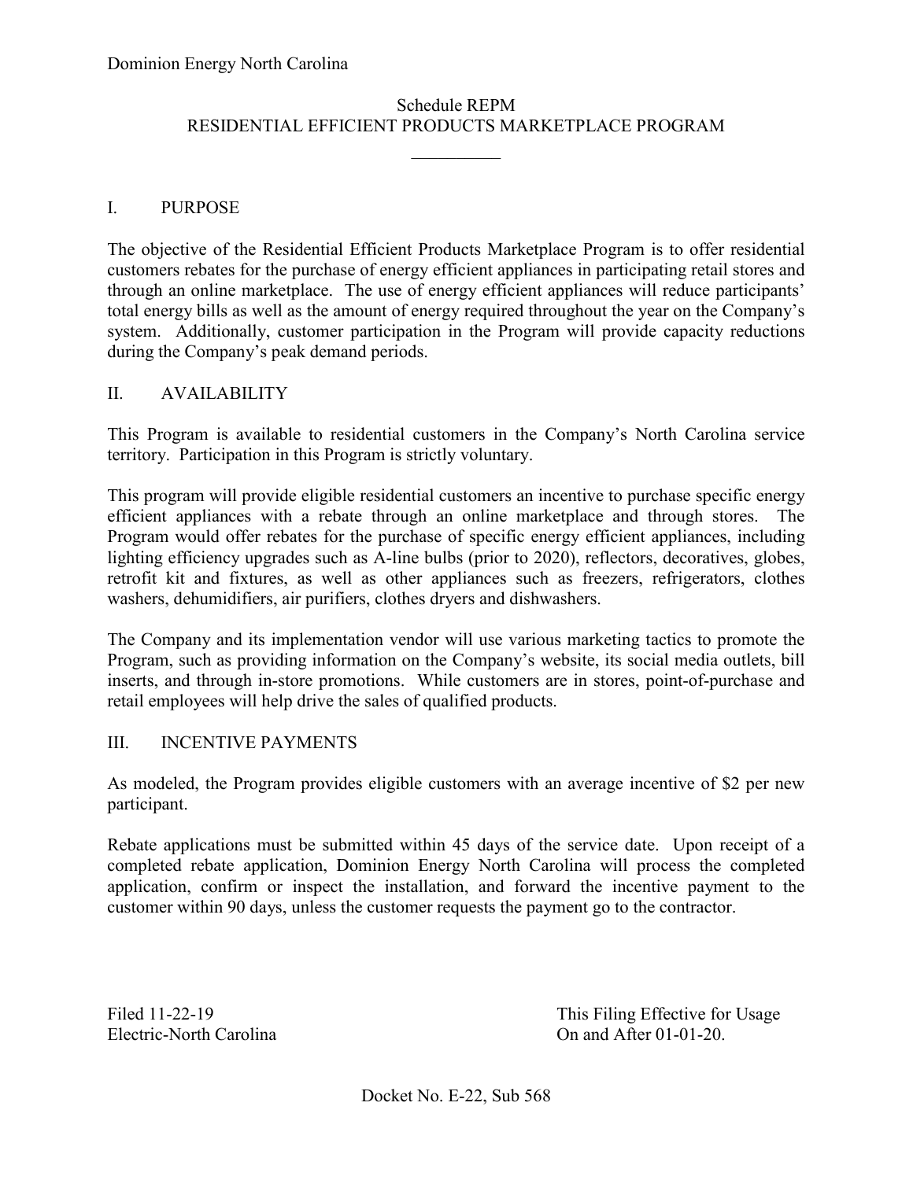Dominion Energy North Carolina

# Schedule REPM
# RESIDENTIAL EFFICIENT PRODUCTS MARKETPLACE PROGRAM

## I. PURPOSE

The objective of the Residential Efficient Products Marketplace Program is to offer residential customers rebates for the purchase of energy efficient appliances in participating retail stores and through an online marketplace. The use of energy efficient appliances will reduce participants' total energy bills as well as the amount of energy required throughout the year on the Company's system. Additionally, customer participation in the Program will provide capacity reductions during the Company's peak demand periods.

## II. AVAILABILITY

This Program is available to residential customers in the Company's North Carolina service territory. Participation in this Program is strictly voluntary.

This program will provide eligible residential customers an incentive to purchase specific energy efficient appliances with a rebate through an online marketplace and through stores. The Program would offer rebates for the purchase of specific energy efficient appliances, including lighting efficiency upgrades such as A-line bulbs (prior to 2020), reflectors, decoratives, globes, retrofit kit and fixtures, as well as other appliances such as freezers, refrigerators, clothes washers, dehumidifiers, air purifiers, clothes dryers and dishwashers.

The Company and its implementation vendor will use various marketing tactics to promote the Program, such as providing information on the Company's website, its social media outlets, bill inserts, and through in-store promotions. While customers are in stores, point-of-purchase and retail employees will help drive the sales of qualified products.

## III. INCENTIVE PAYMENTS

As modeled, the Program provides eligible customers with an average incentive of $2 per new participant.

Rebate applications must be submitted within 45 days of the service date. Upon receipt of a completed rebate application, Dominion Energy North Carolina will process the completed application, confirm or inspect the installation, and forward the incentive payment to the customer within 90 days, unless the customer requests the payment go to the contractor.

Filed 11-22-19
Electric-North Carolina

This Filing Effective for Usage
On and After 01-01-20.

Docket No. E-22, Sub 568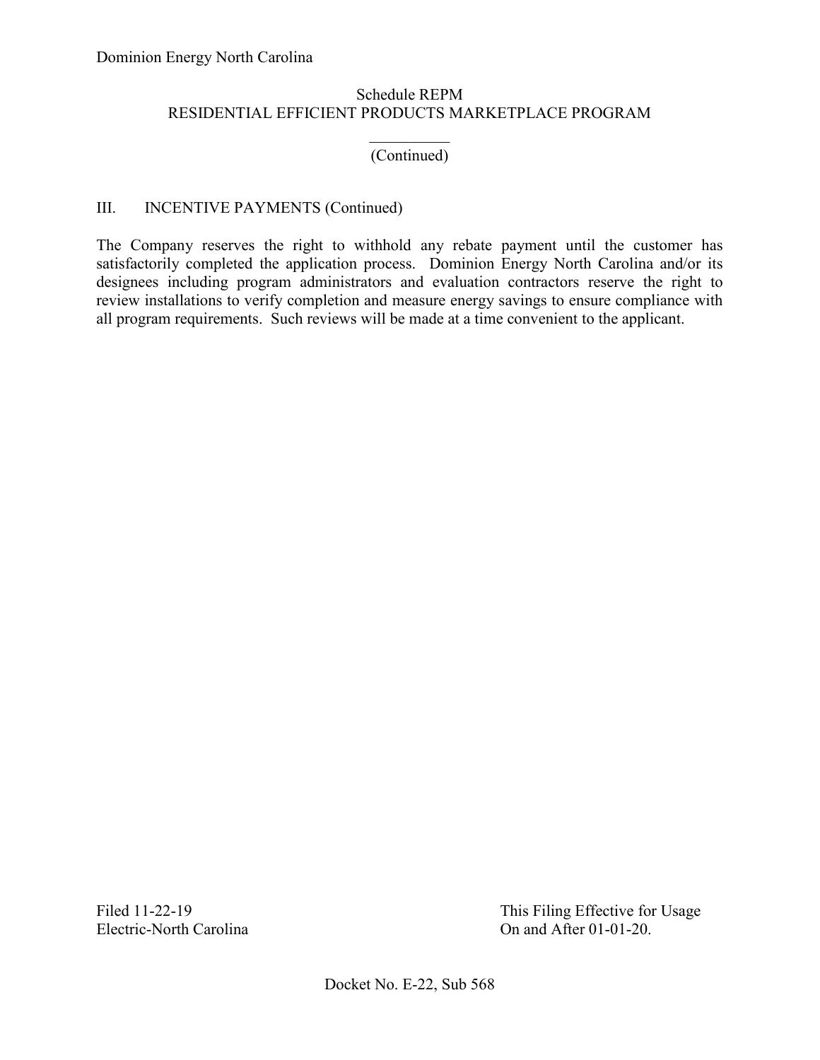## III. INCENTIVE PAYMENTS (Continued)

The Company reserves the right to withhold any rebate payment until the customer has satisfactorily completed the application process. Dominion Energy North Carolina and/or its designees including program administrators and evaluation contractors reserve the right to review installations to verify completion and measure energy savings to ensure compliance with all program requirements. Such reviews will be made at a time convenient to the applicant.

Filed 11-22-19
Electric-North Carolina

This Filing Effective for Usage
On and After 01-01-20.

Docket No. E-22, Sub 568